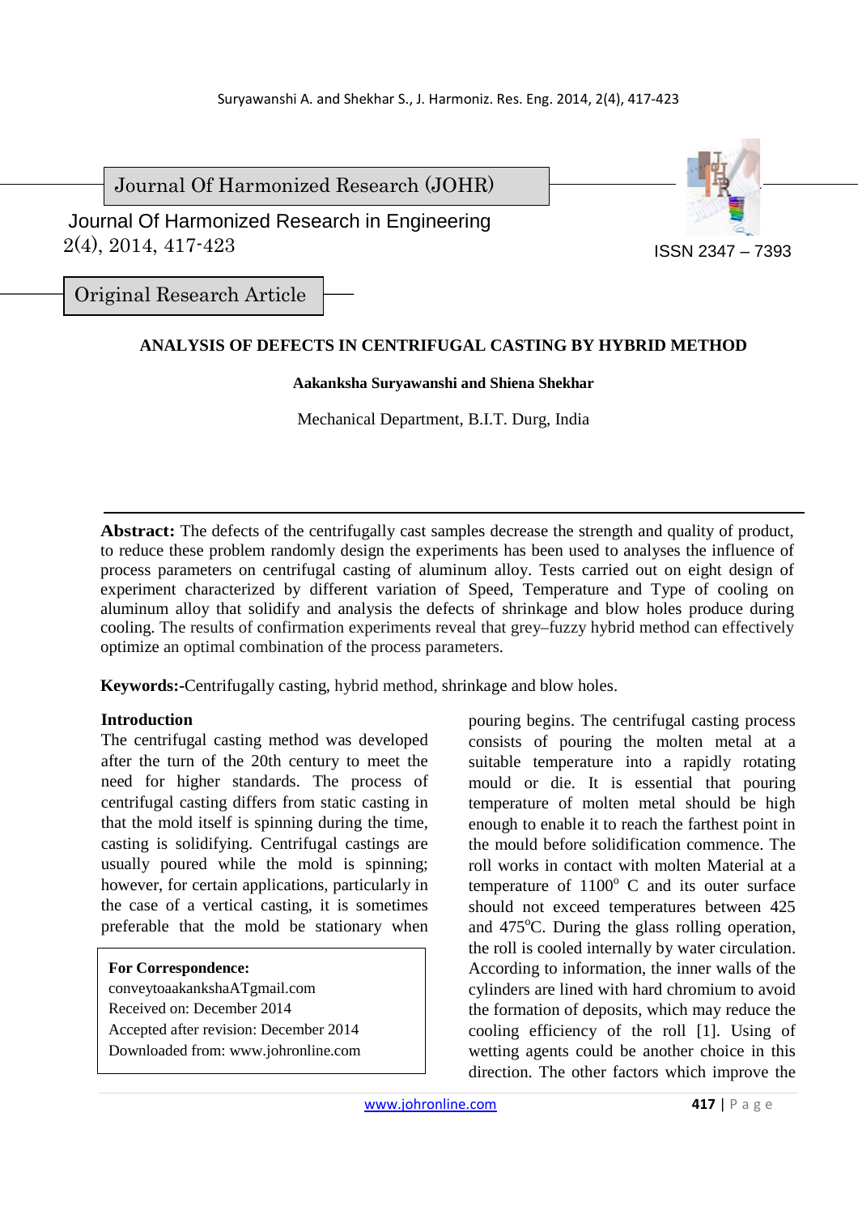Journal Of Harmonized Research (JOHR)

Journal Of Harmonized Research in Engineering
2(4), 2014, 417-423

ISSN 2347 – 7393

Original Research Article

# ANALYSIS OF DEFECTS IN CENTRIFUGAL CASTING BY HYBRID METHOD

**Aakanksha Suryawanshi and Shiena Shekhar**

Mechanical Department, B.I.T. Durg, India

**Abstract:** The defects of the centrifugally cast samples decrease the strength and quality of product, to reduce these problem randomly design the experiments has been used to analyses the influence of process parameters on centrifugal casting of aluminum alloy. Tests carried out on eight design of experiment characterized by different variation of Speed, Temperature and Type of cooling on aluminum alloy that solidify and analysis the defects of shrinkage and blow holes produce during cooling. The results of confirmation experiments reveal that grey–fuzzy hybrid method can effectively optimize an optimal combination of the process parameters.

**Keywords:-**Centrifugally casting, hybrid method, shrinkage and blow holes.

## Introduction

The centrifugal casting method was developed after the turn of the 20th century to meet the need for higher standards. The process of centrifugal casting differs from static casting in that the mold itself is spinning during the time, casting is solidifying. Centrifugal castings are usually poured while the mold is spinning; however, for certain applications, particularly in the case of a vertical casting, it is sometimes preferable that the mold be stationary when pouring begins. The centrifugal casting process consists of pouring the molten metal at a suitable temperature into a rapidly rotating mould or die. It is essential that pouring temperature of molten metal should be high enough to enable it to reach the farthest point in the mould before solidification commence. The roll works in contact with molten Material at a temperature of 1100$^o$ C and its outer surface should not exceed temperatures between 425 and 475$^o$C. During the glass rolling operation, the roll is cooled internally by water circulation. According to information, the inner walls of the cylinders are lined with hard chromium to avoid the formation of deposits, which may reduce the cooling efficiency of the roll [1]. Using of wetting agents could be another choice in this direction. The other factors which improve the

**For Correspondence:**
conveytoaakankshaATgmail.com
Received on: December 2014
Accepted after revision: December 2014
Downloaded from: www.johronline.com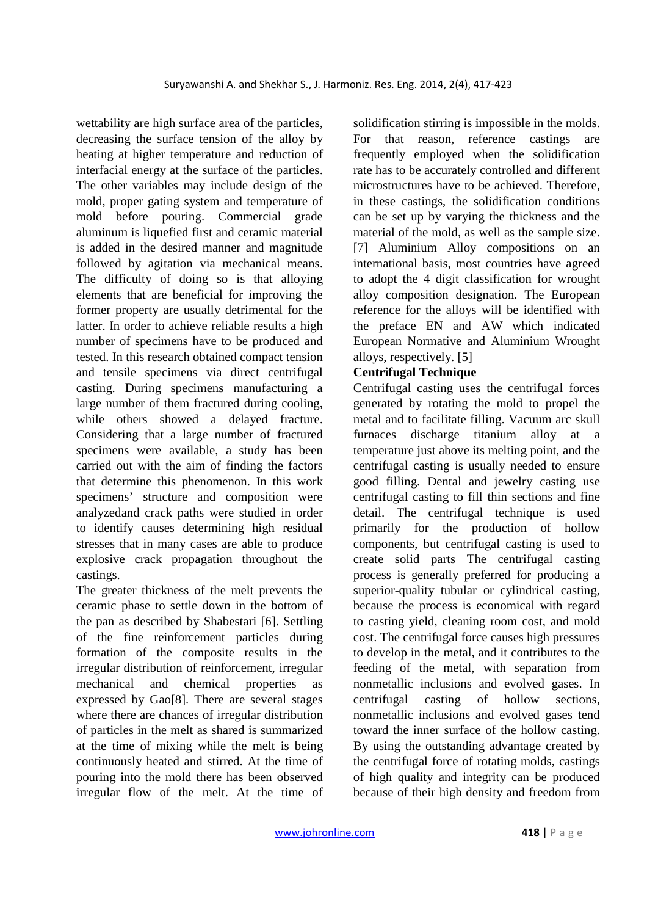wettability are high surface area of the particles, decreasing the surface tension of the alloy by heating at higher temperature and reduction of interfacial energy at the surface of the particles. The other variables may include design of the mold, proper gating system and temperature of mold before pouring. Commercial grade aluminum is liquefied first and ceramic material is added in the desired manner and magnitude followed by agitation via mechanical means. The difficulty of doing so is that alloying elements that are beneficial for improving the former property are usually detrimental for the latter. In order to achieve reliable results a high number of specimens have to be produced and tested. In this research obtained compact tension and tensile specimens via direct centrifugal casting. During specimens manufacturing a large number of them fractured during cooling, while others showed a delayed fracture. Considering that a large number of fractured specimens were available, a study has been carried out with the aim of finding the factors that determine this phenomenon. In this work specimens' structure and composition were analyzedand crack paths were studied in order to identify causes determining high residual stresses that in many cases are able to produce explosive crack propagation throughout the castings.

The greater thickness of the melt prevents the ceramic phase to settle down in the bottom of the pan as described by Shabestari [6]. Settling of the fine reinforcement particles during formation of the composite results in the irregular distribution of reinforcement, irregular mechanical and chemical properties as expressed by Gao[8]. There are several stages where there are chances of irregular distribution of particles in the melt as shared is summarized at the time of mixing while the melt is being continuously heated and stirred. At the time of pouring into the mold there has been observed irregular flow of the melt. At the time of solidification stirring is impossible in the molds. For that reason, reference castings are frequently employed when the solidification rate has to be accurately controlled and different microstructures have to be achieved. Therefore, in these castings, the solidification conditions can be set up by varying the thickness and the material of the mold, as well as the sample size. [7] Aluminium Alloy compositions on an international basis, most countries have agreed to adopt the 4 digit classification for wrought alloy composition designation. The European reference for the alloys will be identified with the preface EN and AW which indicated European Normative and Aluminium Wrought alloys, respectively. [5]

**Centrifugal Technique**

Centrifugal casting uses the centrifugal forces generated by rotating the mold to propel the metal and to facilitate filling. Vacuum arc skull furnaces discharge titanium alloy at a temperature just above its melting point, and the centrifugal casting is usually needed to ensure good filling. Dental and jewelry casting use centrifugal casting to fill thin sections and fine detail. The centrifugal technique is used primarily for the production of hollow components, but centrifugal casting is used to create solid parts The centrifugal casting process is generally preferred for producing a superior-quality tubular or cylindrical casting, because the process is economical with regard to casting yield, cleaning room cost, and mold cost. The centrifugal force causes high pressures to develop in the metal, and it contributes to the feeding of the metal, with separation from nonmetallic inclusions and evolved gases. In centrifugal casting of hollow sections, nonmetallic inclusions and evolved gases tend toward the inner surface of the hollow casting. By using the outstanding advantage created by the centrifugal force of rotating molds, castings of high quality and integrity can be produced because of their high density and freedom from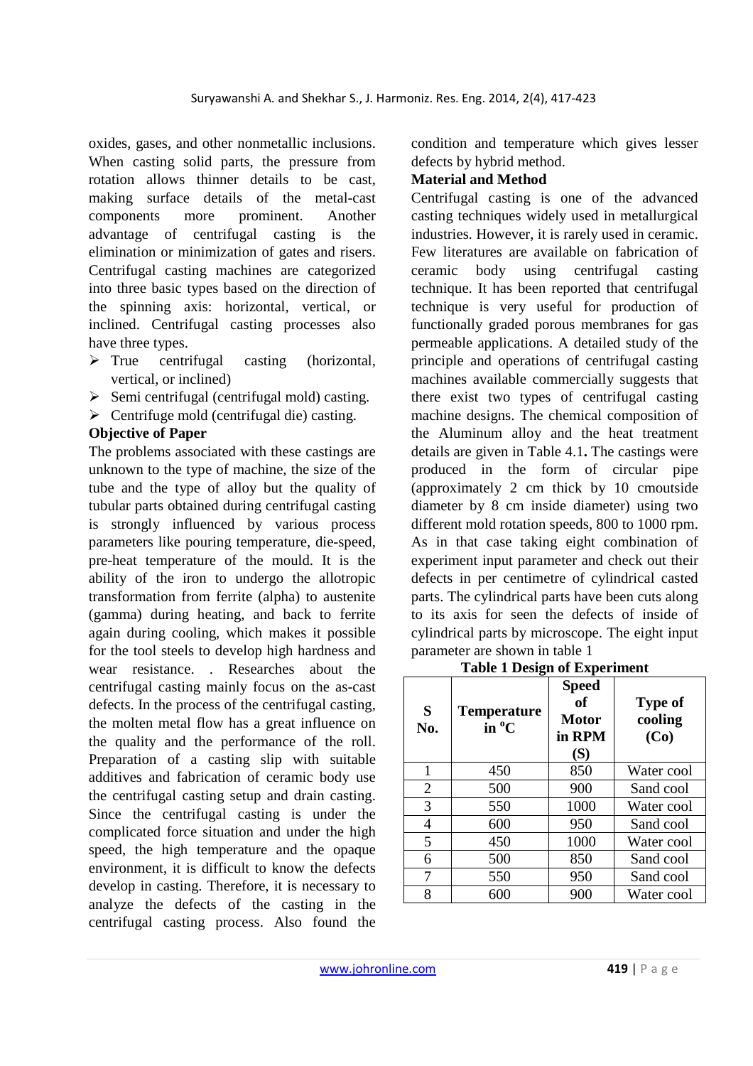oxides, gases, and other nonmetallic inclusions. When casting solid parts, the pressure from rotation allows thinner details to be cast, making surface details of the metal-cast components more prominent. Another advantage of centrifugal casting is the elimination or minimization of gates and risers. Centrifugal casting machines are categorized into three basic types based on the direction of the spinning axis: horizontal, vertical, or inclined. Centrifugal casting processes also have three types.

- True centrifugal casting (horizontal, vertical, or inclined)
- Semi centrifugal (centrifugal mold) casting.
- Centrifuge mold (centrifugal die) casting.

**Objective of Paper**

The problems associated with these castings are unknown to the type of machine, the size of the tube and the type of alloy but the quality of tubular parts obtained during centrifugal casting is strongly influenced by various process parameters like pouring temperature, die-speed, pre-heat temperature of the mould. It is the ability of the iron to undergo the allotropic transformation from ferrite (alpha) to austenite (gamma) during heating, and back to ferrite again during cooling, which makes it possible for the tool steels to develop high hardness and wear resistance. . Researches about the centrifugal casting mainly focus on the as-cast defects. In the process of the centrifugal casting, the molten metal flow has a great influence on the quality and the performance of the roll. Preparation of a casting slip with suitable additives and fabrication of ceramic body use the centrifugal casting setup and drain casting. Since the centrifugal casting is under the complicated force situation and under the high speed, the high temperature and the opaque environment, it is difficult to know the defects develop in casting. Therefore, it is necessary to analyze the defects of the casting in the centrifugal casting process. Also found the condition and temperature which gives lesser defects by hybrid method.

**Material and Method**

Centrifugal casting is one of the advanced casting techniques widely used in metallurgical industries. However, it is rarely used in ceramic. Few literatures are available on fabrication of ceramic body using centrifugal casting technique. It has been reported that centrifugal technique is very useful for production of functionally graded porous membranes for gas permeable applications. A detailed study of the principle and operations of centrifugal casting machines available commercially suggests that there exist two types of centrifugal casting machine designs. The chemical composition of the Aluminum alloy and the heat treatment details are given in Table 4.1**.** The castings were produced in the form of circular pipe (approximately 2 cm thick by 10 cmoutside diameter by 8 cm inside diameter) using two different mold rotation speeds, 800 to 1000 rpm. As in that case taking eight combination of experiment input parameter and check out their defects in per centimetre of cylindrical casted parts. The cylindrical parts have been cuts along to its axis for seen the defects of inside of cylindrical parts by microscope. The eight input parameter are shown in table 1

**Table 1 Design of Experiment**

| S No. | Temperature in $^{o}$C | Speed of Motor in RPM (S) | Type of cooling (Co) |
|---|---|---|---|
| 1 | 450 | 850 | Water cool |
| 2 | 500 | 900 | Sand cool |
| 3 | 550 | 1000 | Water cool |
| 4 | 600 | 950 | Sand cool |
| 5 | 450 | 1000 | Water cool |
| 6 | 500 | 850 | Sand cool |
| 7 | 550 | 950 | Sand cool |
| 8 | 600 | 900 | Water cool |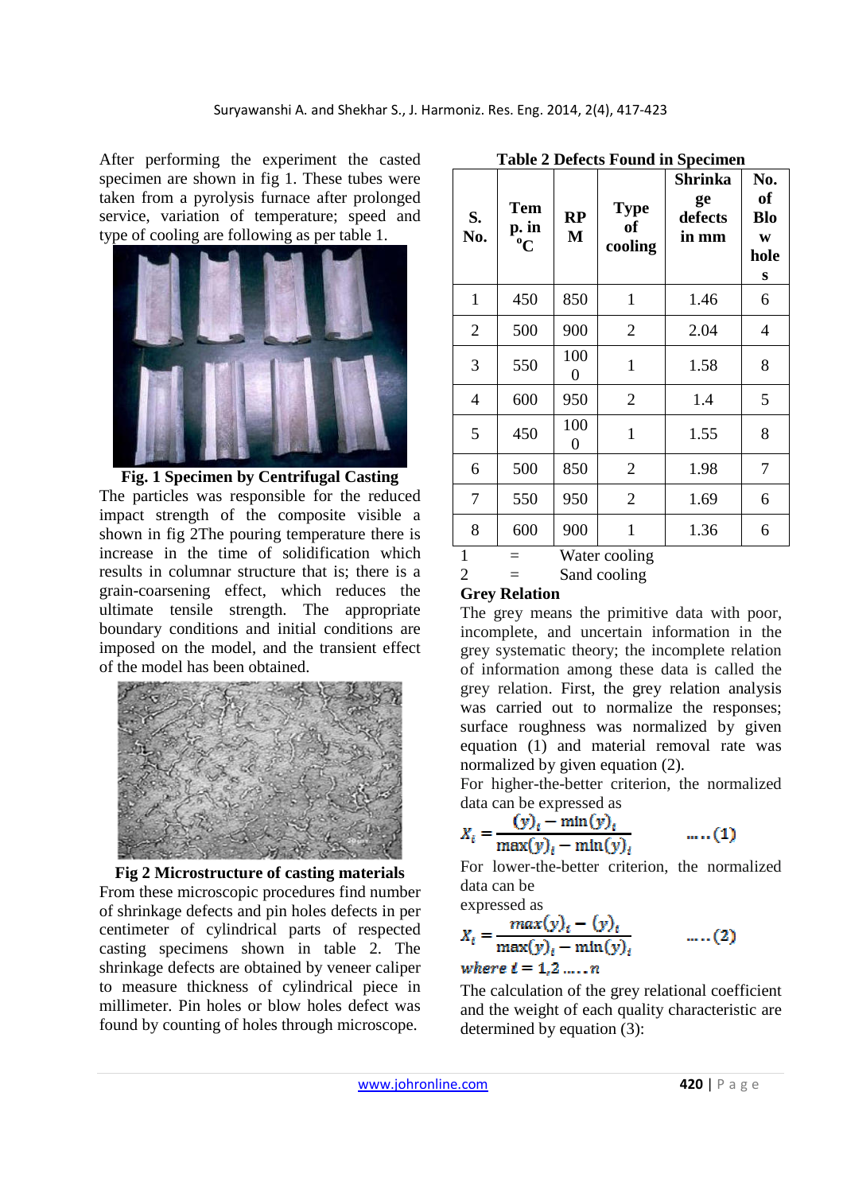After performing the experiment the casted specimen are shown in fig 1. These tubes were taken from a pyrolysis furnace after prolonged service, variation of temperature; speed and type of cooling are following as per table 1.

**Fig. 1 Specimen by Centrifugal Casting**

The particles was responsible for the reduced impact strength of the composite visible a shown in fig 2The pouring temperature there is increase in the time of solidification which results in columnar structure that is; there is a grain-coarsening effect, which reduces the ultimate tensile strength. The appropriate boundary conditions and initial conditions are imposed on the model, and the transient effect of the model has been obtained.

**Fig 2 Microstructure of casting materials**

From these microscopic procedures find number of shrinkage defects and pin holes defects in per centimeter of cylindrical parts of respected casting specimens shown in table 2. The shrinkage defects are obtained by veneer caliper to measure thickness of cylindrical piece in millimeter. Pin holes or blow holes defect was found by counting of holes through microscope.

**Table 2 Defects Found in Specimen**

| S. No. | Temp. in °C | RPM | Type of cooling | Shrinkage defects in mm | No. of Blow holes |
|---|---|---|---|---|---|
| 1 | 450 | 850 | 1 | 1.46 | 6 |
| 2 | 500 | 900 | 2 | 2.04 | 4 |
| 3 | 550 | 1000 | 1 | 1.58 | 8 |
| 4 | 600 | 950 | 2 | 1.4 | 5 |
| 5 | 450 | 1000 | 1 | 1.55 | 8 |
| 6 | 500 | 850 | 2 | 1.98 | 7 |
| 7 | 550 | 950 | 2 | 1.69 | 6 |
| 8 | 600 | 900 | 1 | 1.36 | 6 |

1 = Water cooling
2 = Sand cooling

**Grey Relation**

The grey means the primitive data with poor, incomplete, and uncertain information in the grey systematic theory; the incomplete relation of information among these data is called the grey relation. First, the grey relation analysis was carried out to normalize the responses; surface roughness was normalized by given equation (1) and material removal rate was normalized by given equation (2).

For higher-the-better criterion, the normalized data can be expressed as

$$X_i = \frac{(y)_i - \min(y)_i}{\max(y)_i - \min(y)_i} \qquad \ldots(1)$$

For lower-the-better criterion, the normalized data can be expressed as

$$X_i = \frac{\max(y)_i - (y)_i}{\max(y)_i - \min(y)_i} \qquad \ldots(2)$$

*where* $i = 1,2 \ldots n$

The calculation of the grey relational coefficient and the weight of each quality characteristic are determined by equation (3):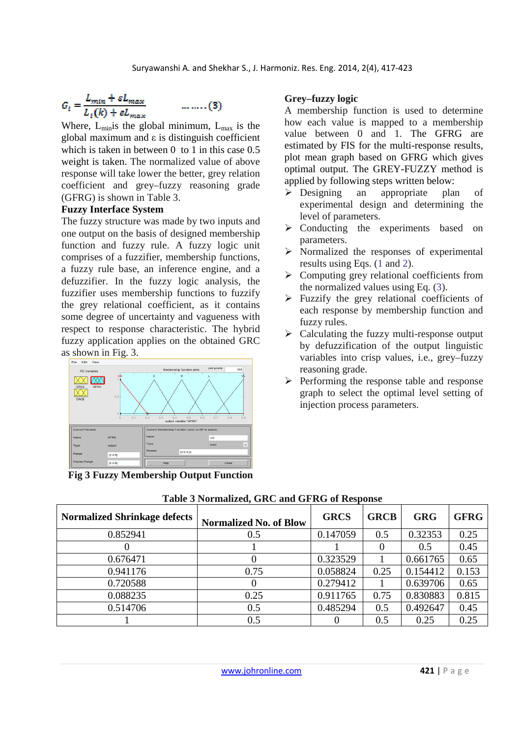$$G_i = \frac{L_{min} + \varepsilon L_{max}}{L_i(k) + \varepsilon L_{max}} \quad \ldots\ldots (3)$$

Where, $L_{min}$ is the global minimum, $L_{max}$ is the global maximum and ε is distinguish coefficient which is taken in between 0 to 1 in this case 0.5 weight is taken. The normalized value of above response will take lower the better, grey relation coefficient and grey–fuzzy reasoning grade (GFRG) is shown in Table 3.

**Fuzzy Interface System**

The fuzzy structure was made by two inputs and one output on the basis of designed membership function and fuzzy rule. A fuzzy logic unit comprises of a fuzzifier, membership functions, a fuzzy rule base, an inference engine, and a defuzzifier. In the fuzzy logic analysis, the fuzzifier uses membership functions to fuzzify the grey relational coefficient, as it contains some degree of uncertainty and vagueness with respect to response characteristic. The hybrid fuzzy application applies on the obtained GRC as shown in Fig. 3.

**Fig 3 Fuzzy Membership Output Function**

**Grey–fuzzy logic**

A membership function is used to determine how each value is mapped to a membership value between 0 and 1. The GFRG are estimated by FIS for the multi-response results, plot mean graph based on GFRG which gives optimal output. The GREY-FUZZY method is applied by following steps written below:

- Designing an appropriate plan of experimental design and determining the level of parameters.
- Conducting the experiments based on parameters.
- Normalized the responses of experimental results using Eqs. (1 and 2).
- Computing grey relational coefficients from the normalized values using Eq. (3).
- Fuzzify the grey relational coefficients of each response by membership function and fuzzy rules.
- Calculating the fuzzy multi-response output by defuzzification of the output linguistic variables into crisp values, i.e., grey–fuzzy reasoning grade.
- Performing the response table and response graph to select the optimal level setting of injection process parameters.

**Table 3 Normalized, GRC and GFRG of Response**

| Normalized Shrinkage defects | Normalized No. of Blow | GRCS | GRCB | GRG | GFRG |
|---|---|---|---|---|---|
| 0.852941 | 0.5 | 0.147059 | 0.5 | 0.32353 | 0.25 |
| 0 | 1 | 1 | 0 | 0.5 | 0.45 |
| 0.676471 | 0 | 0.323529 | 1 | 0.661765 | 0.65 |
| 0.941176 | 0.75 | 0.058824 | 0.25 | 0.154412 | 0.153 |
| 0.720588 | 0 | 0.279412 | 1 | 0.639706 | 0.65 |
| 0.088235 | 0.25 | 0.911765 | 0.75 | 0.830883 | 0.815 |
| 0.514706 | 0.5 | 0.485294 | 0.5 | 0.492647 | 0.45 |
| 1 | 0.5 | 0 | 0.5 | 0.25 | 0.25 |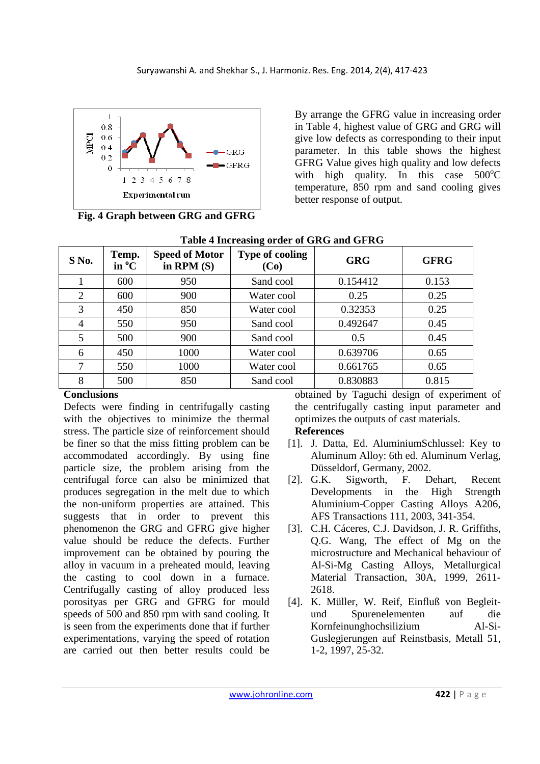Fig. 4 Graph between GRG and GFRG

By arrange the GFRG value in increasing order in Table 4, highest value of GRG and GRG will give low defects as corresponding to their input parameter. In this table shows the highest GFRG Value gives high quality and low defects with high quality. In this case 500°C temperature, 850 rpm and sand cooling gives better response of output.

**Table 4 Increasing order of GRG and GFRG**

| S No. | Temp. in °C | Speed of Motor in RPM (S) | Type of cooling (Co) | GRG | GFRG |
|---|---|---|---|---|---|
| 1 | 600 | 950 | Sand cool | 0.154412 | 0.153 |
| 2 | 600 | 900 | Water cool | 0.25 | 0.25 |
| 3 | 450 | 850 | Water cool | 0.32353 | 0.25 |
| 4 | 550 | 950 | Sand cool | 0.492647 | 0.45 |
| 5 | 500 | 900 | Sand cool | 0.5 | 0.45 |
| 6 | 450 | 1000 | Water cool | 0.639706 | 0.65 |
| 7 | 550 | 1000 | Water cool | 0.661765 | 0.65 |
| 8 | 500 | 850 | Sand cool | 0.830883 | 0.815 |

## Conclusions

Defects were finding in centrifugally casting with the objectives to minimize the thermal stress. The particle size of reinforcement should be finer so that the miss fitting problem can be accommodated accordingly. By using fine particle size, the problem arising from the centrifugal force can also be minimized that produces segregation in the melt due to which the non-uniform properties are attained. This suggests that in order to prevent this phenomenon the GRG and GFRG give higher value should be reduce the defects. Further improvement can be obtained by pouring the alloy in vacuum in a preheated mould, leaving the casting to cool down in a furnace. Centrifugally casting of alloy produced less porosityas per GRG and GFRG for mould speeds of 500 and 850 rpm with sand cooling. It is seen from the experiments done that if further experimentations, varying the speed of rotation are carried out then better results could be obtained by Taguchi design of experiment of the centrifugally casting input parameter and optimizes the outputs of cast materials.

## References

[1]. J. Datta, Ed. AluminiumSchlussel: Key to Aluminum Alloy: 6th ed. Aluminum Verlag, Düsseldorf, Germany, 2002.

[2]. G.K. Sigworth, F. Dehart, Recent Developments in the High Strength Aluminium-Copper Casting Alloys A206, AFS Transactions 111, 2003, 341-354.

[3]. C.H. Cáceres, C.J. Davidson, J. R. Griffiths, Q.G. Wang, The effect of Mg on the microstructure and Mechanical behaviour of Al-Si-Mg Casting Alloys, Metallurgical Material Transaction, 30A, 1999, 2611-2618.

[4]. K. Müller, W. Reif, Einfluß von Begleit- und Spurenelementen auf die Kornfeinunghochsilizium Al-Si-Guslegierungen auf Reinstbasis, Metall 51, 1-2, 1997, 25-32.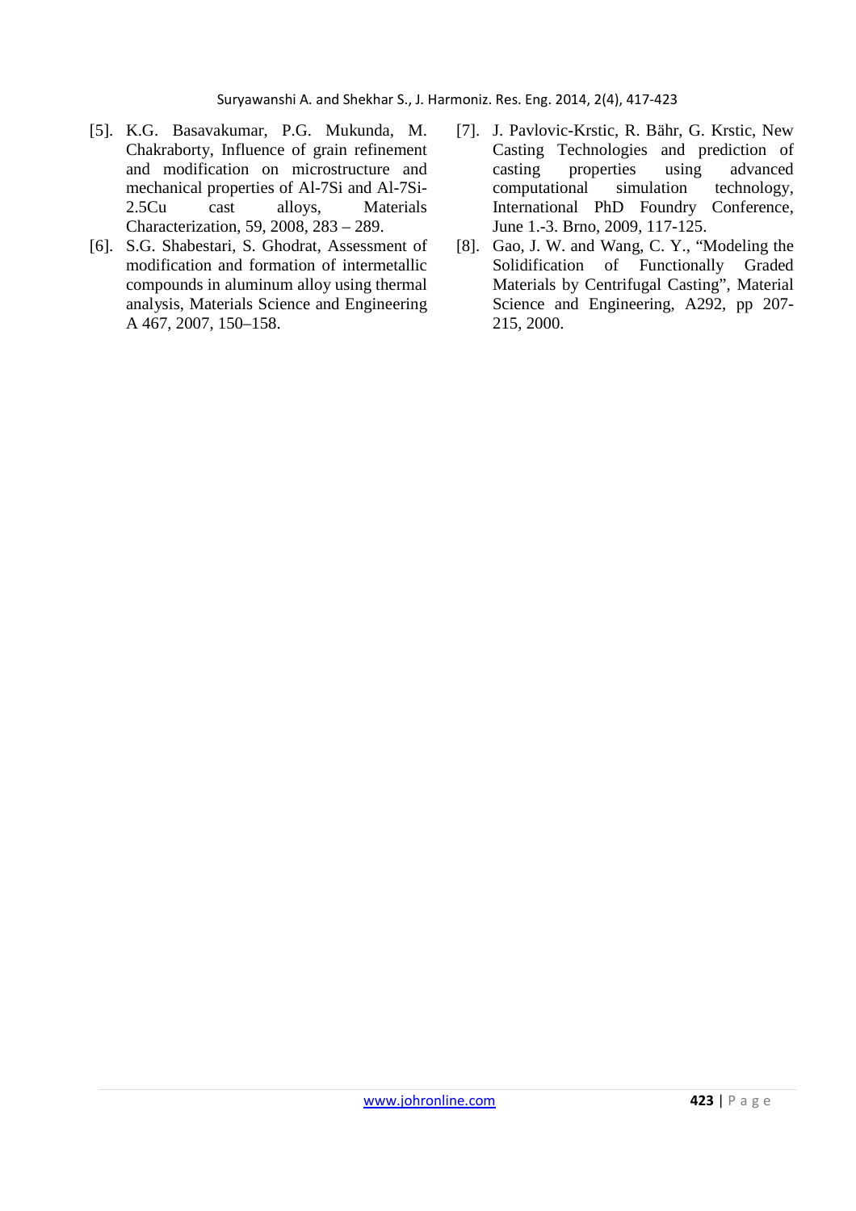[5]. K.G. Basavakumar, P.G. Mukunda, M. Chakraborty, Influence of grain refinement and modification on microstructure and mechanical properties of Al-7Si and Al-7Si-2.5Cu cast alloys, Materials Characterization, 59, 2008, 283 – 289.

[6]. S.G. Shabestari, S. Ghodrat, Assessment of modification and formation of intermetallic compounds in aluminum alloy using thermal analysis, Materials Science and Engineering A 467, 2007, 150–158.

[7]. J. Pavlovic-Krstic, R. Bähr, G. Krstic, New Casting Technologies and prediction of casting properties using advanced computational simulation technology, International PhD Foundry Conference, June 1.-3. Brno, 2009, 117-125.

[8]. Gao, J. W. and Wang, C. Y., "Modeling the Solidification of Functionally Graded Materials by Centrifugal Casting", Material Science and Engineering, A292, pp 207-215, 2000.